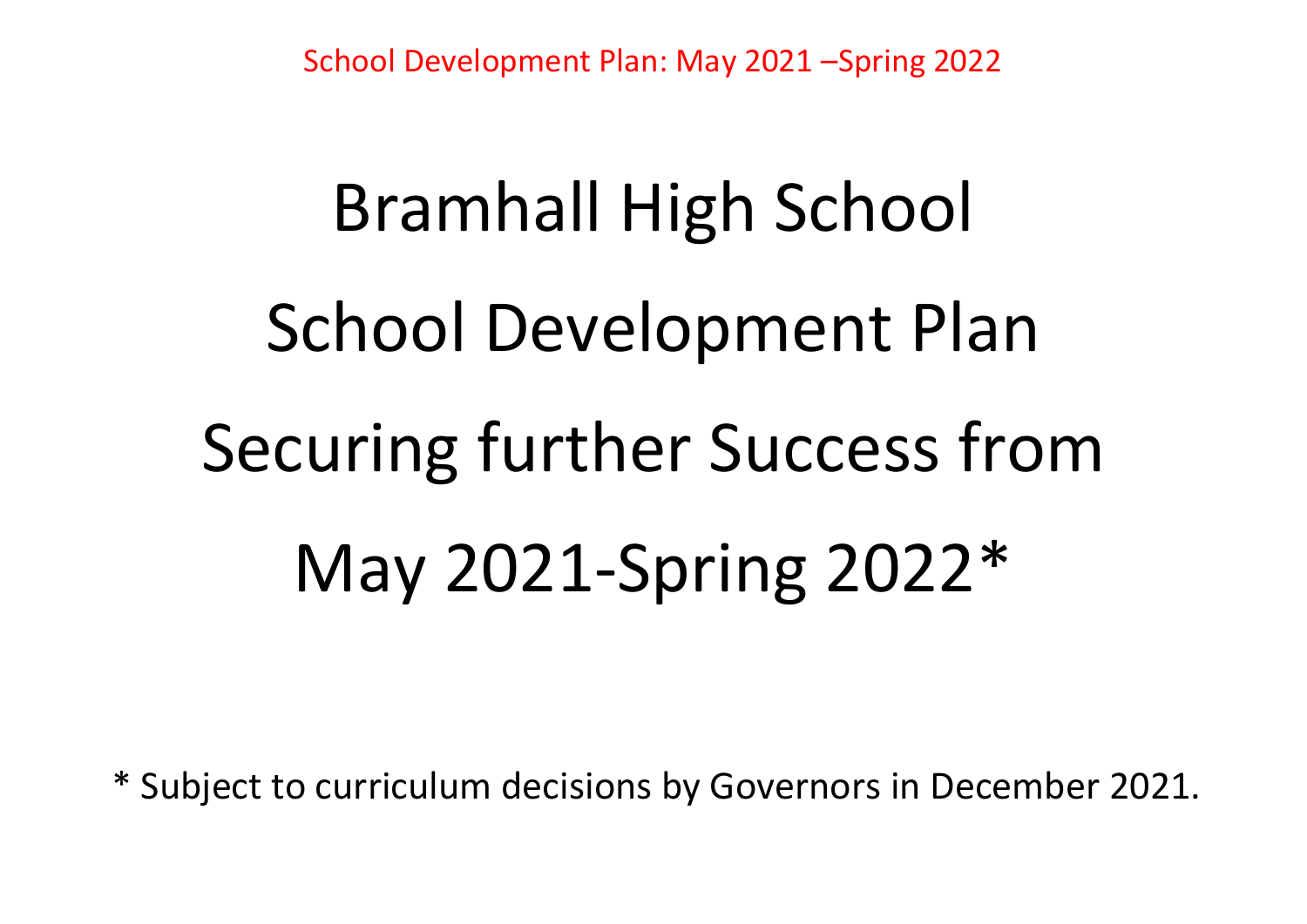School Development Plan: May 2021 –Spring 2022

# Bramhall High School

# School Development Plan

# Securing further Success from

# May 2021-Spring 2022*

* Subject to curriculum decisions by Governors in December 2021.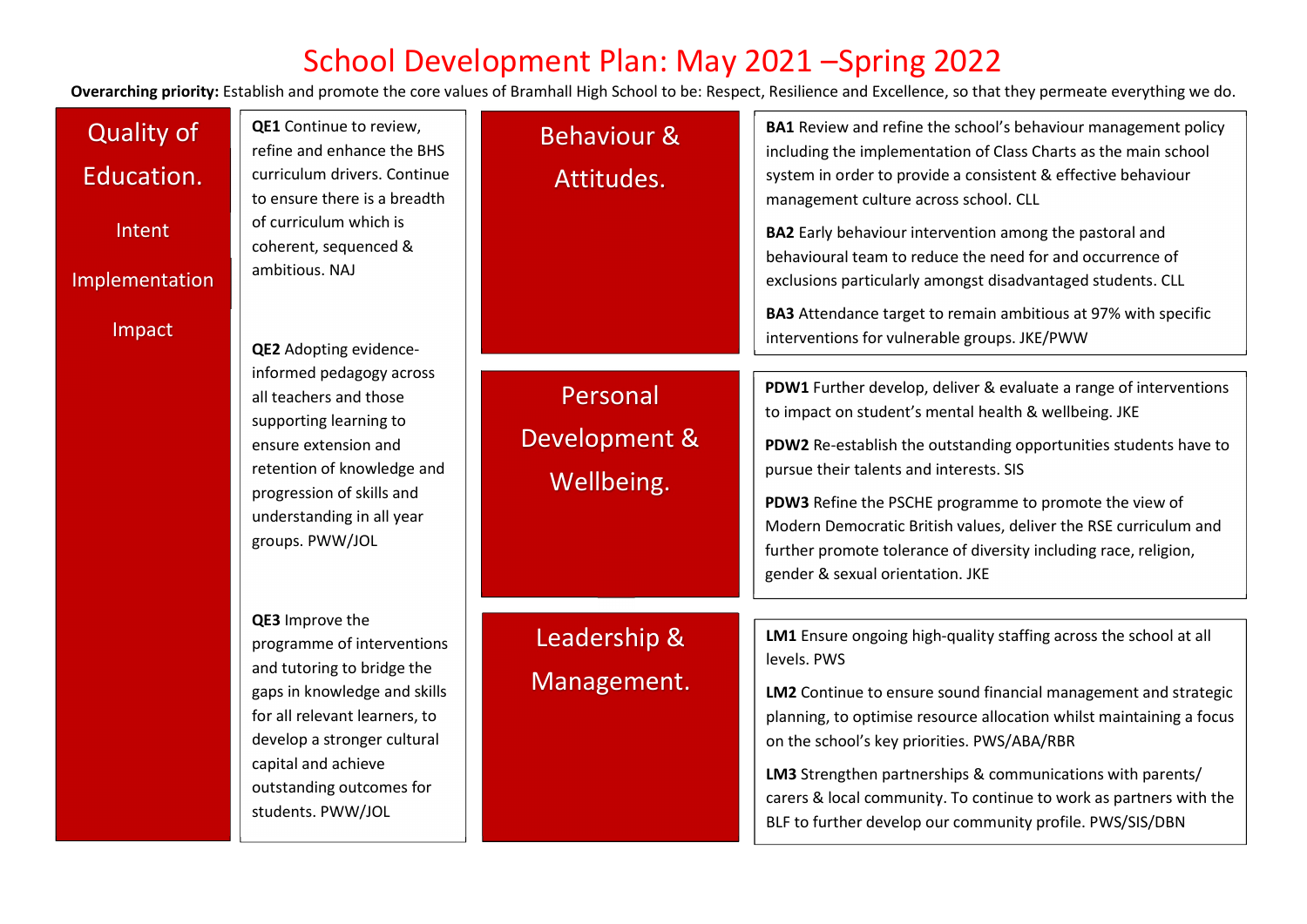# School Development Plan: May 2021 –Spring 2022

**Overarching priority:** Establish and promote the core values of Bramhall High School to be: Respect, Resilience and Excellence, so that they permeate everything we do.

## Quality of Education.

Intent

Implementation

Impact

**QE1** Continue to review, refine and enhance the BHS curriculum drivers. Continue to ensure there is a breadth of curriculum which is coherent, sequenced & ambitious. NAJ

**QE2** Adopting evidence-informed pedagogy across all teachers and those supporting learning to ensure extension and retention of knowledge and progression of skills and understanding in all year groups. PWW/JOL

**QE3** Improve the programme of interventions and tutoring to bridge the gaps in knowledge and skills for all relevant learners, to develop a stronger cultural capital and achieve outstanding outcomes for students. PWW/JOL

## Behaviour & Attitudes.

**BA1** Review and refine the school's behaviour management policy including the implementation of Class Charts as the main school system in order to provide a consistent & effective behaviour management culture across school. CLL

**BA2** Early behaviour intervention among the pastoral and behavioural team to reduce the need for and occurrence of exclusions particularly amongst disadvantaged students. CLL

**BA3** Attendance target to remain ambitious at 97% with specific interventions for vulnerable groups. JKE/PWW

## Personal Development & Wellbeing.

**PDW1** Further develop, deliver & evaluate a range of interventions to impact on student's mental health & wellbeing. JKE

**PDW2** Re-establish the outstanding opportunities students have to pursue their talents and interests. SIS

**PDW3** Refine the PSCHE programme to promote the view of Modern Democratic British values, deliver the RSE curriculum and further promote tolerance of diversity including race, religion, gender & sexual orientation. JKE

## Leadership & Management.

**LM1** Ensure ongoing high-quality staffing across the school at all levels. PWS

**LM2** Continue to ensure sound financial management and strategic planning, to optimise resource allocation whilst maintaining a focus on the school's key priorities. PWS/ABA/RBR

**LM3** Strengthen partnerships & communications with parents/ carers & local community. To continue to work as partners with the BLF to further develop our community profile. PWS/SIS/DBN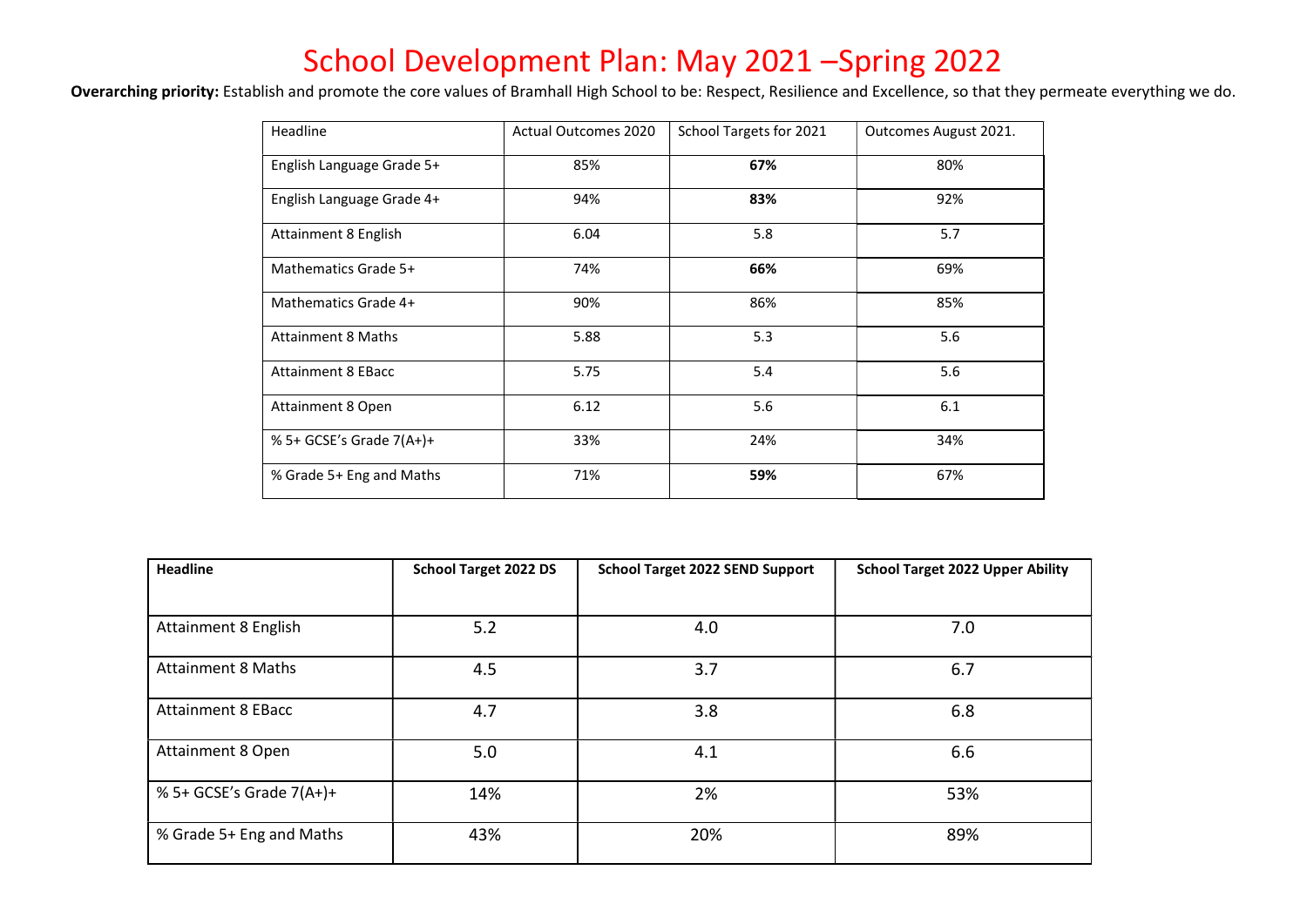# School Development Plan: May 2021 –Spring 2022

**Overarching priority:** Establish and promote the core values of Bramhall High School to be: Respect, Resilience and Excellence, so that they permeate everything we do.

| Headline | Actual Outcomes 2020 | School Targets for 2021 | Outcomes August 2021. |
|---|---|---|---|
| English Language Grade 5+ | 85% | **67%** | 80% |
| English Language Grade 4+ | 94% | **83%** | 92% |
| Attainment 8 English | 6.04 | 5.8 | 5.7 |
| Mathematics Grade 5+ | 74% | **66%** | 69% |
| Mathematics Grade 4+ | 90% | 86% | 85% |
| Attainment 8 Maths | 5.88 | 5.3 | 5.6 |
| Attainment 8 EBacc | 5.75 | 5.4 | 5.6 |
| Attainment 8 Open | 6.12 | 5.6 | 6.1 |
| % 5+ GCSE's Grade 7(A+)+ | 33% | 24% | 34% |
| % Grade 5+ Eng and Maths | 71% | **59%** | 67% |

| **Headline** | **School Target 2022 DS** | **School Target 2022 SEND Support** | **School Target 2022 Upper Ability** |
|---|---|---|---|
| Attainment 8 English | 5.2 | 4.0 | 7.0 |
| Attainment 8 Maths | 4.5 | 3.7 | 6.7 |
| Attainment 8 EBacc | 4.7 | 3.8 | 6.8 |
| Attainment 8 Open | 5.0 | 4.1 | 6.6 |
| % 5+ GCSE's Grade 7(A+)+ | 14% | 2% | 53% |
| % Grade 5+ Eng and Maths | 43% | 20% | 89% |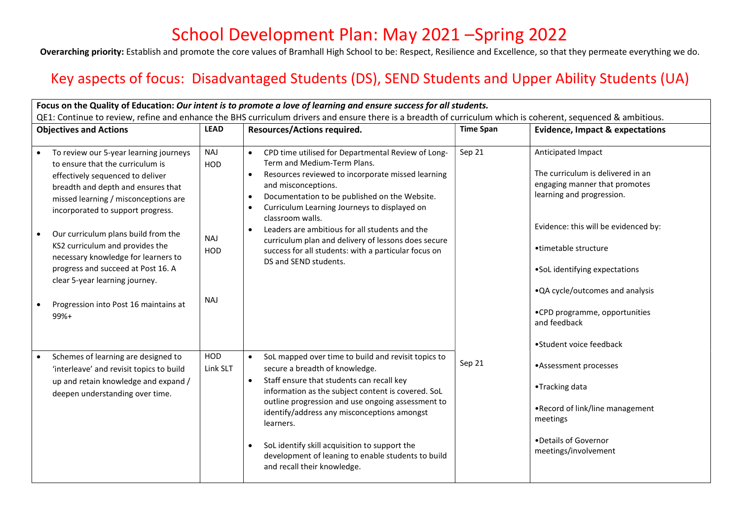# School Development Plan: May 2021 –Spring 2022

**Overarching priority:** Establish and promote the core values of Bramhall High School to be: Respect, Resilience and Excellence, so that they permeate everything we do.

## Key aspects of focus: Disadvantaged Students (DS), SEND Students and Upper Ability Students (UA)

**Focus on the Quality of Education:** ***Our intent is to promote a love of learning and ensure success for all students.***

QE1: Continue to review, refine and enhance the BHS curriculum drivers and ensure there is a breadth of curriculum which is coherent, sequenced & ambitious.

| Objectives and Actions | LEAD | Resources/Actions required. | Time Span | Evidence, Impact & expectations |
|---|---|---|---|---|
| • To review our 5-year learning journeys to ensure that the curriculum is effectively sequenced to deliver breadth and depth and ensures that missed learning / misconceptions are incorporated to support progress.<br><br>• Our curriculum plans build from the KS2 curriculum and provides the necessary knowledge for learners to progress and succeed at Post 16. A clear 5-year learning journey.<br><br>• Progression into Post 16 maintains at 99%+ | NAJ<br>HOD<br><br><br><br>NAJ<br>HOD<br><br><br>NAJ | • CPD time utilised for Departmental Review of Long-Term and Medium-Term Plans.<br>• Resources reviewed to incorporate missed learning and misconceptions.<br>• Documentation to be published on the Website.<br>• Curriculum Learning Journeys to displayed on classroom walls.<br>• Leaders are ambitious for all students and the curriculum plan and delivery of lessons does secure success for all students: with a particular focus on DS and SEND students. | Sep 21 | Anticipated Impact<br><br>The curriculum is delivered in an engaging manner that promotes learning and progression.<br><br>Evidence: this will be evidenced by:<br><br>•timetable structure<br><br>•SoL identifying expectations<br><br>•QA cycle/outcomes and analysis<br><br>•CPD programme, opportunities and feedback<br><br>•Student voice feedback<br><br>•Assessment processes<br><br>•Tracking data<br><br>•Record of link/line management meetings<br><br>•Details of Governor meetings/involvement |
| • Schemes of learning are designed to 'interleave' and revisit topics to build up and retain knowledge and expand / deepen understanding over time. | HOD<br>Link SLT | • SoL mapped over time to build and revisit topics to secure a breadth of knowledge.<br>• Staff ensure that students can recall key information as the subject content is covered. SoL outline progression and use ongoing assessment to identify/address any misconceptions amongst learners.<br><br>• SoL identify skill acquisition to support the development of leaning to enable students to build and recall their knowledge. | Sep 21 | |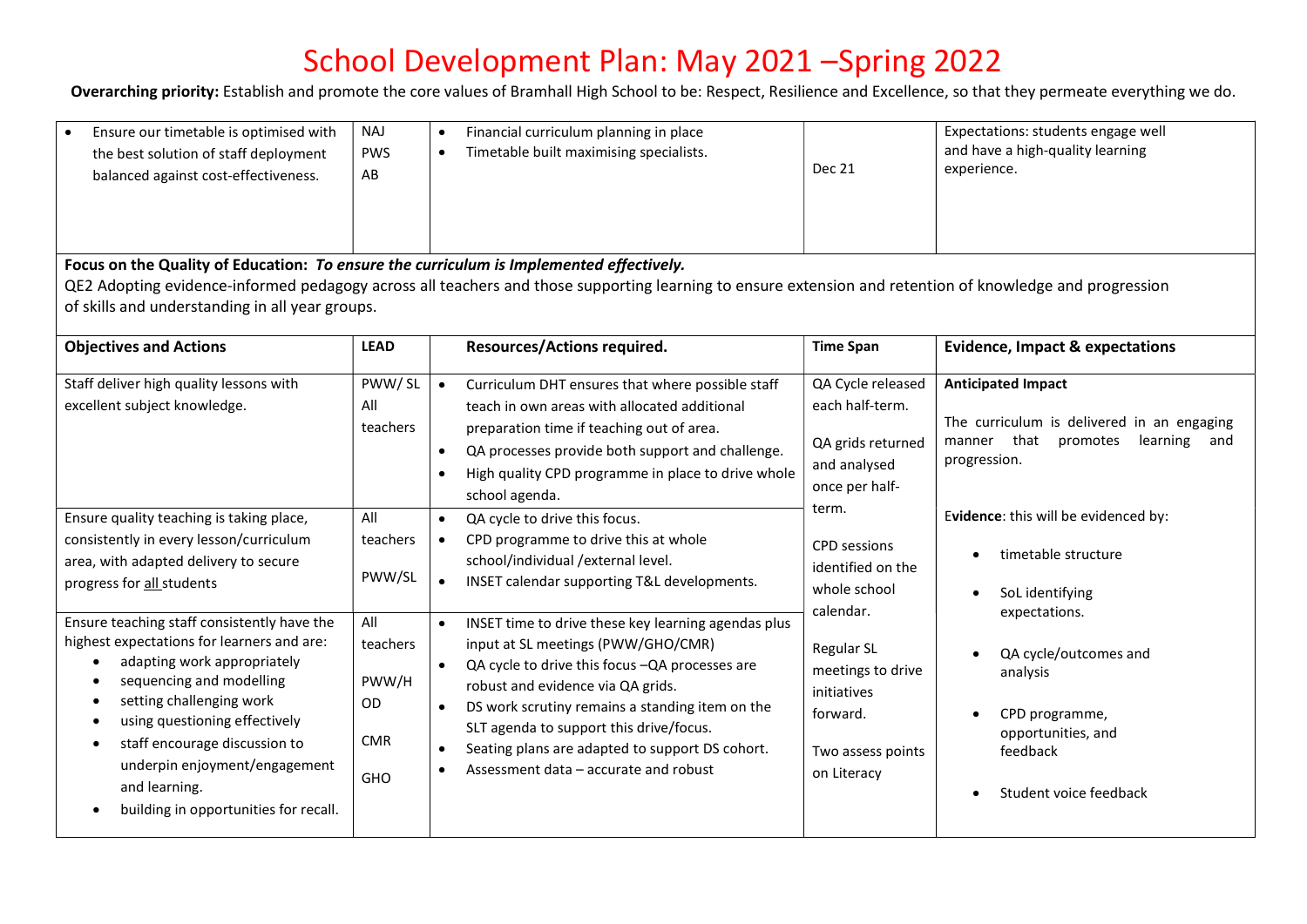# School Development Plan: May 2021 –Spring 2022

**Overarching priority:** Establish and promote the core values of Bramhall High School to be: Respect, Resilience and Excellence, so that they permeate everything we do.

| | | | | |
|---|---|---|---|---|
| • Ensure our timetable is optimised with the best solution of staff deployment balanced against cost-effectiveness. | NAJ<br>PWS<br>AB | • Financial curriculum planning in place<br>• Timetable built maximising specialists. | Dec 21 | Expectations: students engage well and have a high-quality learning experience. |

**Focus on the Quality of Education:** ***To ensure the curriculum is Implemented effectively.***

QE2 Adopting evidence-informed pedagogy across all teachers and those supporting learning to ensure extension and retention of knowledge and progression of skills and understanding in all year groups.

| Objectives and Actions | LEAD | Resources/Actions required. | Time Span | Evidence, Impact & expectations |
|---|---|---|---|---|
| Staff deliver high quality lessons with excellent subject knowledge. | PWW/ SL<br>All teachers | • Curriculum DHT ensures that where possible staff teach in own areas with allocated additional preparation time if teaching out of area.<br>• QA processes provide both support and challenge.<br>• High quality CPD programme in place to drive whole school agenda. | QA Cycle released each half-term.<br><br>QA grids returned and analysed once per half-term.<br><br>CPD sessions identified on the whole school calendar.<br><br>Regular SL meetings to drive initiatives forward.<br><br>Two assess points on Literacy | **Anticipated Impact**<br><br>The curriculum is delivered in an engaging manner that promotes learning and progression.<br><br>E**vidence**: this will be evidenced by:<br>• timetable structure<br>• SoL identifying expectations.<br>• QA cycle/outcomes and analysis<br>• CPD programme, opportunities, and feedback<br>• Student voice feedback |
| Ensure quality teaching is taking place, consistently in every lesson/curriculum area, with adapted delivery to secure progress for <u>all</u> students | All teachers<br><br>PWW/SL | • QA cycle to drive this focus.<br>• CPD programme to drive this at whole school/individual /external level.<br>• INSET calendar supporting T&L developments. | | |
| Ensure teaching staff consistently have the highest expectations for learners and are:<br>• adapting work appropriately<br>• sequencing and modelling<br>• setting challenging work<br>• using questioning effectively<br>• staff encourage discussion to underpin enjoyment/engagement and learning.<br>• building in opportunities for recall. | All teachers<br><br>PWW/HOD<br><br>CMR<br><br>GHO | • INSET time to drive these key learning agendas plus input at SL meetings (PWW/GHO/CMR)<br>• QA cycle to drive this focus –QA processes are robust and evidence via QA grids.<br>• DS work scrutiny remains a standing item on the SLT agenda to support this drive/focus.<br>• Seating plans are adapted to support DS cohort.<br>• Assessment data – accurate and robust | | |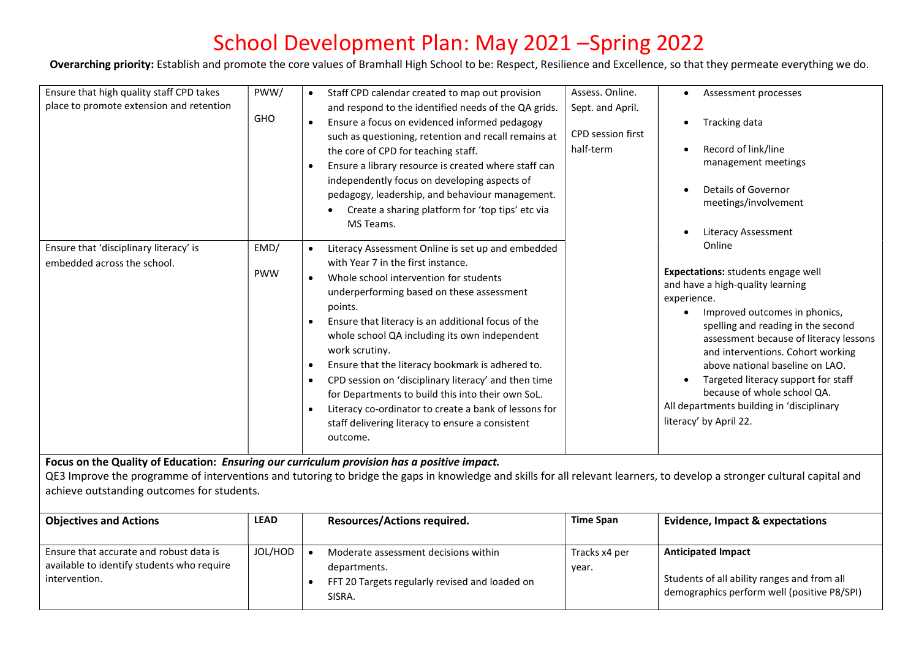# School Development Plan: May 2021 –Spring 2022

**Overarching priority:** Establish and promote the core values of Bramhall High School to be: Respect, Resilience and Excellence, so that they permeate everything we do.

| | | | | |
|---|---|---|---|---|
| Ensure that high quality staff CPD takes place to promote extension and retention | PWW/<br><br>GHO | • Staff CPD calendar created to map out provision and respond to the identified needs of the QA grids.<br>• Ensure a focus on evidenced informed pedagogy such as questioning, retention and recall remains at the core of CPD for teaching staff.<br>• Ensure a library resource is created where staff can independently focus on developing aspects of pedagogy, leadership, and behaviour management.<br>  • Create a sharing platform for 'top tips' etc via MS Teams. | Assess. Online. Sept. and April.<br><br>CPD session first half-term | • Assessment processes<br>• Tracking data<br>• Record of link/line management meetings<br>• Details of Governor meetings/involvement<br>• Literacy Assessment Online<br><br>**Expectations:** students engage well and have a high-quality learning experience.<br>• Improved outcomes in phonics, spelling and reading in the second assessment because of literacy lessons and interventions. Cohort working above national baseline on LAO.<br>• Targeted literacy support for staff because of whole school QA.<br><br>All departments building in 'disciplinary literacy' by April 22. |
| Ensure that 'disciplinary literacy' is embedded across the school. | EMD/<br><br>PWW | • Literacy Assessment Online is set up and embedded with Year 7 in the first instance.<br>• Whole school intervention for students underperforming based on these assessment points.<br>• Ensure that literacy is an additional focus of the whole school QA including its own independent work scrutiny.<br>• Ensure that the literacy bookmark is adhered to.<br>• CPD session on 'disciplinary literacy' and then time for Departments to build this into their own SoL.<br>• Literacy co-ordinator to create a bank of lessons for staff delivering literacy to ensure a consistent outcome. | | |

**Focus on the Quality of Education:** ***Ensuring our curriculum provision has a positive impact.***

QE3 Improve the programme of interventions and tutoring to bridge the gaps in knowledge and skills for all relevant learners, to develop a stronger cultural capital and achieve outstanding outcomes for students.

| Objectives and Actions | LEAD | Resources/Actions required. | Time Span | Evidence, Impact & expectations |
|---|---|---|---|---|
| Ensure that accurate and robust data is available to identify students who require intervention. | JOL/HOD | • Moderate assessment decisions within departments.<br>• FFT 20 Targets regularly revised and loaded on SISRA. | Tracks x4 per year. | **Anticipated Impact**<br><br>Students of all ability ranges and from all demographics perform well (positive P8/SPI) |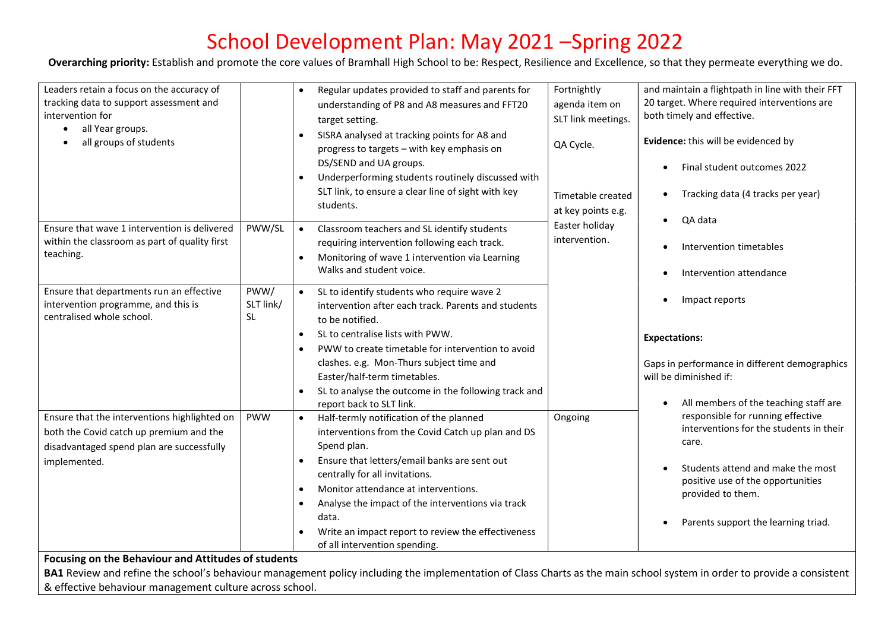# School Development Plan: May 2021 –Spring 2022

**Overarching priority:** Establish and promote the core values of Bramhall High School to be: Respect, Resilience and Excellence, so that they permeate everything we do.

| | | | | |
|---|---|---|---|---|
| Leaders retain a focus on the accuracy of tracking data to support assessment and intervention for<br>• all Year groups.<br>• all groups of students | | • Regular updates provided to staff and parents for understanding of P8 and A8 measures and FFT20 target setting.<br>• SISRA analysed at tracking points for A8 and progress to targets – with key emphasis on DS/SEND and UA groups.<br>• Underperforming students routinely discussed with SLT link, to ensure a clear line of sight with key students. | Fortnightly agenda item on SLT link meetings.<br><br>QA Cycle.<br><br>Timetable created at key points e.g. Easter holiday intervention. | and maintain a flightpath in line with their FFT 20 target. Where required interventions are both timely and effective.<br><br>**Evidence:** this will be evidenced by<br>• Final student outcomes 2022<br>• Tracking data (4 tracks per year)<br>• QA data<br>• Intervention timetables<br>• Intervention attendance<br>• Impact reports<br><br>**Expectations:**<br><br>Gaps in performance in different demographics will be diminished if:<br>• All members of the teaching staff are responsible for running effective interventions for the students in their care.<br>• Students attend and make the most positive use of the opportunities provided to them.<br>• Parents support the learning triad. |
| Ensure that wave 1 intervention is delivered within the classroom as part of quality first teaching. | PWW/SL | • Classroom teachers and SL identify students requiring intervention following each track.<br>• Monitoring of wave 1 intervention via Learning Walks and student voice. | | |
| Ensure that departments run an effective intervention programme, and this is centralised whole school. | PWW/ SLT link/ SL | • SL to identify students who require wave 2 intervention after each track. Parents and students to be notified.<br>• SL to centralise lists with PWW.<br>• PWW to create timetable for intervention to avoid clashes. e.g. Mon-Thurs subject time and Easter/half-term timetables.<br>• SL to analyse the outcome in the following track and report back to SLT link. | | |
| Ensure that the interventions highlighted on both the Covid catch up premium and the disadvantaged spend plan are successfully implemented. | PWW | • Half-termly notification of the planned interventions from the Covid Catch up plan and DS Spend plan.<br>• Ensure that letters/email banks are sent out centrally for all invitations.<br>• Monitor attendance at interventions.<br>• Analyse the impact of the interventions via track data.<br>• Write an impact report to review the effectiveness of all intervention spending. | Ongoing | |

**Focusing on the Behaviour and Attitudes of students**

**BA1** Review and refine the school's behaviour management policy including the implementation of Class Charts as the main school system in order to provide a consistent & effective behaviour management culture across school.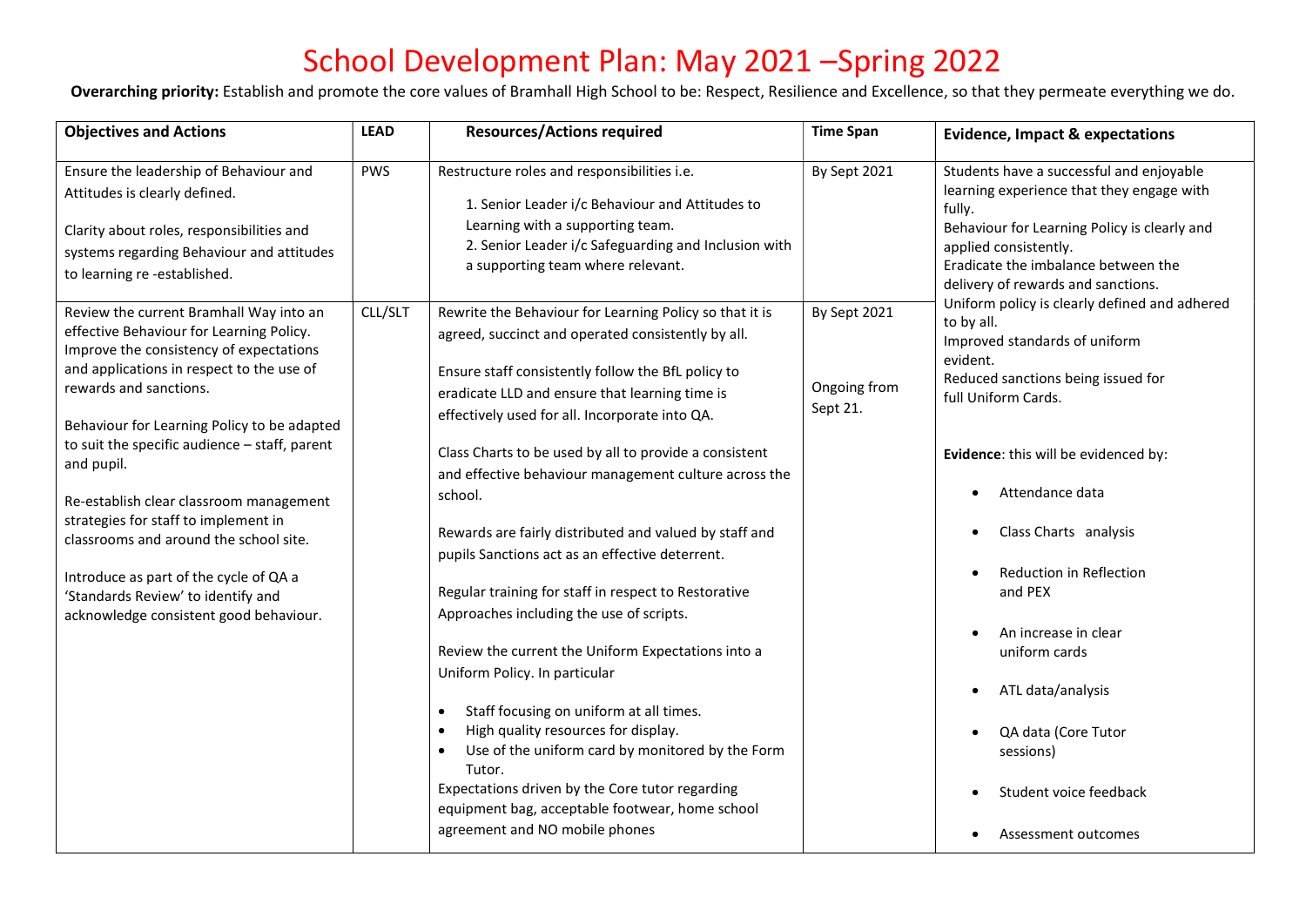# School Development Plan: May 2021 –Spring 2022

**Overarching priority:** Establish and promote the core values of Bramhall High School to be: Respect, Resilience and Excellence, so that they permeate everything we do.

| Objectives and Actions | LEAD | Resources/Actions required | Time Span | Evidence, Impact & expectations |
|---|---|---|---|---|
| Ensure the leadership of Behaviour and Attitudes is clearly defined.<br><br>Clarity about roles, responsibilities and systems regarding Behaviour and attitudes to learning re -established. | PWS | Restructure roles and responsibilities i.e.<br>1. Senior Leader i/c Behaviour and Attitudes to Learning with a supporting team.<br>2. Senior Leader i/c Safeguarding and Inclusion with a supporting team where relevant. | By Sept 2021 | Students have a successful and enjoyable learning experience that they engage with fully.<br>Behaviour for Learning Policy is clearly and applied consistently.<br>Eradicate the imbalance between the delivery of rewards and sanctions.<br>Uniform policy is clearly defined and adhered to by all.<br>Improved standards of uniform evident.<br>Reduced sanctions being issued for full Uniform Cards.<br><br>**Evidence**: this will be evidenced by:<br>• Attendance data<br>• Class Charts analysis<br>• Reduction in Reflection and PEX<br>• An increase in clear uniform cards<br>• ATL data/analysis<br>• QA data (Core Tutor sessions)<br>• Student voice feedback<br>• Assessment outcomes |
| Review the current Bramhall Way into an effective Behaviour for Learning Policy. Improve the consistency of expectations and applications in respect to the use of rewards and sanctions.<br><br>Behaviour for Learning Policy to be adapted to suit the specific audience – staff, parent and pupil.<br><br>Re-establish clear classroom management strategies for staff to implement in classrooms and around the school site.<br><br>Introduce as part of the cycle of QA a 'Standards Review' to identify and acknowledge consistent good behaviour. | CLL/SLT | Rewrite the Behaviour for Learning Policy so that it is agreed, succinct and operated consistently by all.<br><br>Ensure staff consistently follow the BfL policy to eradicate LLD and ensure that learning time is effectively used for all. Incorporate into QA.<br><br>Class Charts to be used by all to provide a consistent and effective behaviour management culture across the school.<br><br>Rewards are fairly distributed and valued by staff and pupils Sanctions act as an effective deterrent.<br><br>Regular training for staff in respect to Restorative Approaches including the use of scripts.<br><br>Review the current the Uniform Expectations into a Uniform Policy. In particular<br>• Staff focusing on uniform at all times.<br>• High quality resources for display.<br>• Use of the uniform card by monitored by the Form Tutor.<br>Expectations driven by the Core tutor regarding equipment bag, acceptable footwear, home school agreement and NO mobile phones | By Sept 2021<br><br>Ongoing from Sept 21. | |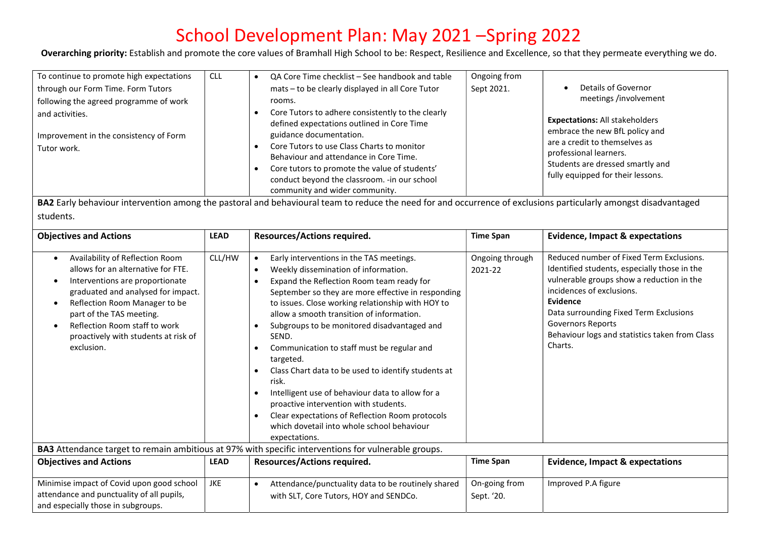# School Development Plan: May 2021 –Spring 2022

**Overarching priority:** Establish and promote the core values of Bramhall High School to be: Respect, Resilience and Excellence, so that they permeate everything we do.

| | | | | |
|---|---|---|---|---|
| To continue to promote high expectations through our Form Time. Form Tutors following the agreed programme of work and activities.<br><br>Improvement in the consistency of Form Tutor work. | CLL | • QA Core Time checklist – See handbook and table mats – to be clearly displayed in all Core Tutor rooms.<br>• Core Tutors to adhere consistently to the clearly defined expectations outlined in Core Time guidance documentation.<br>• Core Tutors to use Class Charts to monitor Behaviour and attendance in Core Time.<br>• Core tutors to promote the value of students' conduct beyond the classroom. -in our school community and wider community. | Ongoing from Sept 2021. | • Details of Governor meetings /involvement<br><br>**Expectations:** All stakeholders embrace the new BfL policy and are a credit to themselves as professional learners.<br>Students are dressed smartly and fully equipped for their lessons. |

**BA2** Early behaviour intervention among the pastoral and behavioural team to reduce the need for and occurrence of exclusions particularly amongst disadvantaged students.

| Objectives and Actions | LEAD | Resources/Actions required. | Time Span | Evidence, Impact & expectations |
|---|---|---|---|---|
| • Availability of Reflection Room allows for an alternative for FTE.<br>• Interventions are proportionate graduated and analysed for impact.<br>• Reflection Room Manager to be part of the TAS meeting.<br>• Reflection Room staff to work proactively with students at risk of exclusion. | CLL/HW | • Early interventions in the TAS meetings.<br>• Weekly dissemination of information.<br>• Expand the Reflection Room team ready for September so they are more effective in responding to issues. Close working relationship with HOY to allow a smooth transition of information.<br>• Subgroups to be monitored disadvantaged and SEND.<br>• Communication to staff must be regular and targeted.<br>• Class Chart data to be used to identify students at risk.<br>• Intelligent use of behaviour data to allow for a proactive intervention with students.<br>• Clear expectations of Reflection Room protocols which dovetail into whole school behaviour expectations. | Ongoing through 2021-22 | Reduced number of Fixed Term Exclusions.<br>Identified students, especially those in the vulnerable groups show a reduction in the incidences of exclusions.<br>**Evidence**<br>Data surrounding Fixed Term Exclusions<br>Governors Reports<br>Behaviour logs and statistics taken from Class Charts. |

**BA3** Attendance target to remain ambitious at 97% with specific interventions for vulnerable groups.

| Objectives and Actions | LEAD | Resources/Actions required. | Time Span | Evidence, Impact & expectations |
|---|---|---|---|---|
| Minimise impact of Covid upon good school attendance and punctuality of all pupils, and especially those in subgroups. | JKE | • Attendance/punctuality data to be routinely shared with SLT, Core Tutors, HOY and SENDCo. | On-going from Sept. '20. | Improved P.A figure |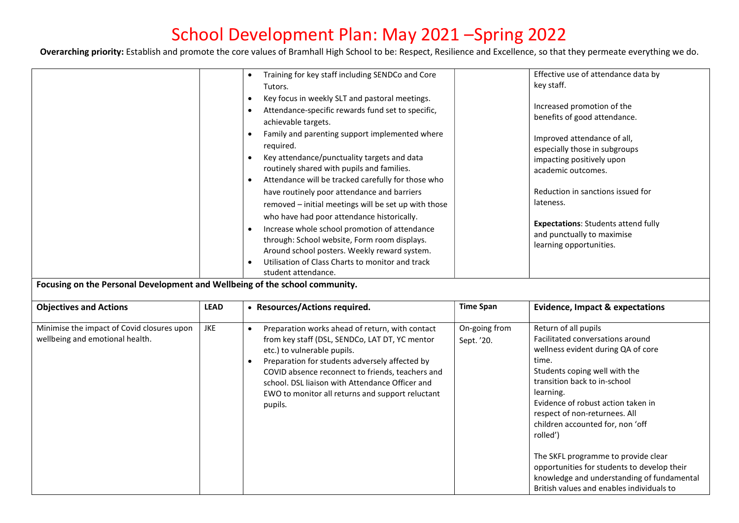# School Development Plan: May 2021 –Spring 2022

**Overarching priority:** Establish and promote the core values of Bramhall High School to be: Respect, Resilience and Excellence, so that they permeate everything we do.

| | | | | |
|---|---|---|---|---|
| | | • Training for key staff including SENDCo and Core Tutors.<br>• Key focus in weekly SLT and pastoral meetings.<br>• Attendance-specific rewards fund set to specific, achievable targets.<br>• Family and parenting support implemented where required.<br>• Key attendance/punctuality targets and data routinely shared with pupils and families.<br>• Attendance will be tracked carefully for those who have routinely poor attendance and barriers removed – initial meetings will be set up with those who have had poor attendance historically.<br>• Increase whole school promotion of attendance through: School website, Form room displays. Around school posters. Weekly reward system.<br>• Utilisation of Class Charts to monitor and track student attendance. | | Effective use of attendance data by key staff.<br><br>Increased promotion of the benefits of good attendance.<br><br>Improved attendance of all, especially those in subgroups impacting positively upon academic outcomes.<br><br>Reduction in sanctions issued for lateness.<br><br>**Expectations**: Students attend fully and punctually to maximise learning opportunities. |
| **Focusing on the Personal Development and Wellbeing of the school community.** | | | | |
| **Objectives and Actions** | **LEAD** | **• Resources/Actions required.** | **Time Span** | **Evidence, Impact & expectations** |
| Minimise the impact of Covid closures upon wellbeing and emotional health. | JKE | • Preparation works ahead of return, with contact from key staff (DSL, SENDCo, LAT DT, YC mentor etc.) to vulnerable pupils.<br>• Preparation for students adversely affected by COVID absence reconnect to friends, teachers and school. DSL liaison with Attendance Officer and EWO to monitor all returns and support reluctant pupils. | On-going from Sept. '20. | Return of all pupils<br>Facilitated conversations around wellness evident during QA of core time.<br>Students coping well with the transition back to in-school learning.<br>Evidence of robust action taken in respect of non-returnees. All children accounted for, non 'off rolled')<br><br>The SKFL programme to provide clear opportunities for students to develop their knowledge and understanding of fundamental British values and enables individuals to |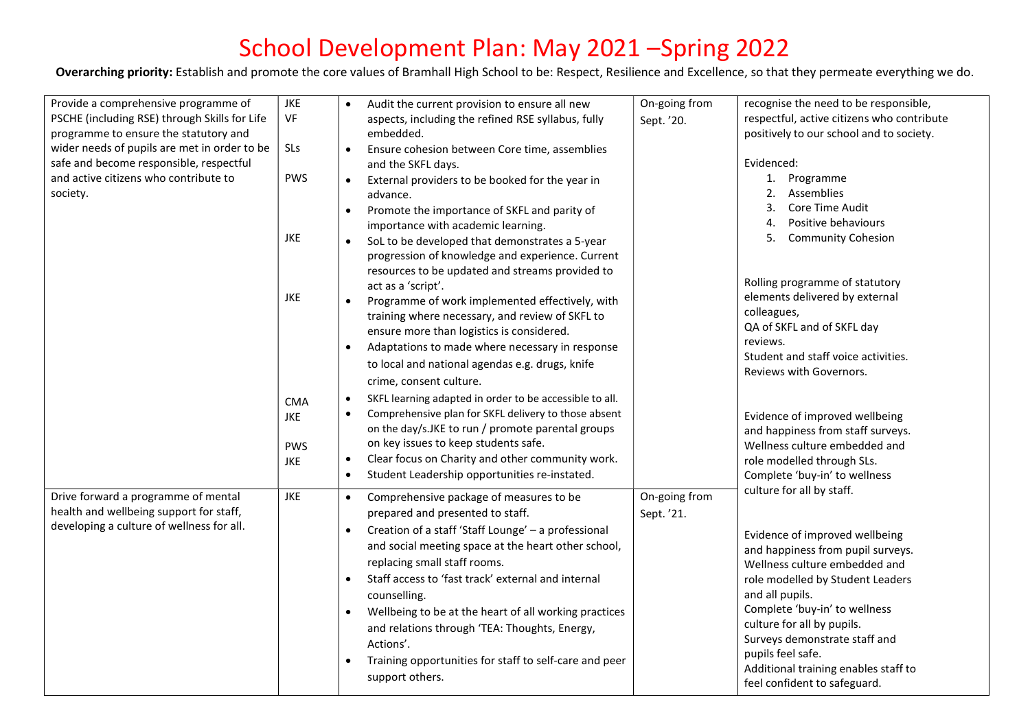# School Development Plan: May 2021 –Spring 2022

**Overarching priority:** Establish and promote the core values of Bramhall High School to be: Respect, Resilience and Excellence, so that they permeate everything we do.

| | | | | |
|---|---|---|---|---|
| Provide a comprehensive programme of PSCHE (including RSE) through Skills for Life programme to ensure the statutory and wider needs of pupils are met in order to be safe and become responsible, respectful and active citizens who contribute to society. | JKE<br>VF<br>SLs<br>PWS<br>JKE<br>JKE<br>CMA<br>JKE<br>PWS<br>JKE | • Audit the current provision to ensure all new aspects, including the refined RSE syllabus, fully embedded.<br>• Ensure cohesion between Core time, assemblies and the SKFL days.<br>• External providers to be booked for the year in advance.<br>• Promote the importance of SKFL and parity of importance with academic learning.<br>• SoL to be developed that demonstrates a 5-year progression of knowledge and experience. Current resources to be updated and streams provided to act as a 'script'.<br>• Programme of work implemented effectively, with training where necessary, and review of SKFL to ensure more than logistics is considered.<br>• Adaptations to made where necessary in response to local and national agendas e.g. drugs, knife crime, consent culture.<br>• SKFL learning adapted in order to be accessible to all.<br>• Comprehensive plan for SKFL delivery to those absent on the day/s.JKE to run / promote parental groups on key issues to keep students safe.<br>• Clear focus on Charity and other community work.<br>• Student Leadership opportunities re-instated. | On-going from Sept. '20. | recognise the need to be responsible, respectful, active citizens who contribute positively to our school and to society.<br><br>Evidenced:<br>1. Programme<br>2. Assemblies<br>3. Core Time Audit<br>4. Positive behaviours<br>5. Community Cohesion<br><br>Rolling programme of statutory elements delivered by external colleagues,<br>QA of SKFL and of SKFL day reviews.<br>Student and staff voice activities.<br>Reviews with Governors.<br><br>Evidence of improved wellbeing and happiness from staff surveys.<br>Wellness culture embedded and role modelled through SLs.<br>Complete 'buy-in' to wellness culture for all by staff. |
| Drive forward a programme of mental health and wellbeing support for staff, developing a culture of wellness for all. | JKE | • Comprehensive package of measures to be prepared and presented to staff.<br>• Creation of a staff 'Staff Lounge' – a professional and social meeting space at the heart other school, replacing small staff rooms.<br>• Staff access to 'fast track' external and internal counselling.<br>• Wellbeing to be at the heart of all working practices and relations through 'TEA: Thoughts, Energy, Actions'.<br>• Training opportunities for staff to self-care and peer support others. | On-going from Sept. '21. | Evidence of improved wellbeing and happiness from pupil surveys.<br>Wellness culture embedded and role modelled by Student Leaders and all pupils.<br>Complete 'buy-in' to wellness culture for all by pupils.<br>Surveys demonstrate staff and pupils feel safe.<br>Additional training enables staff to feel confident to safeguard. |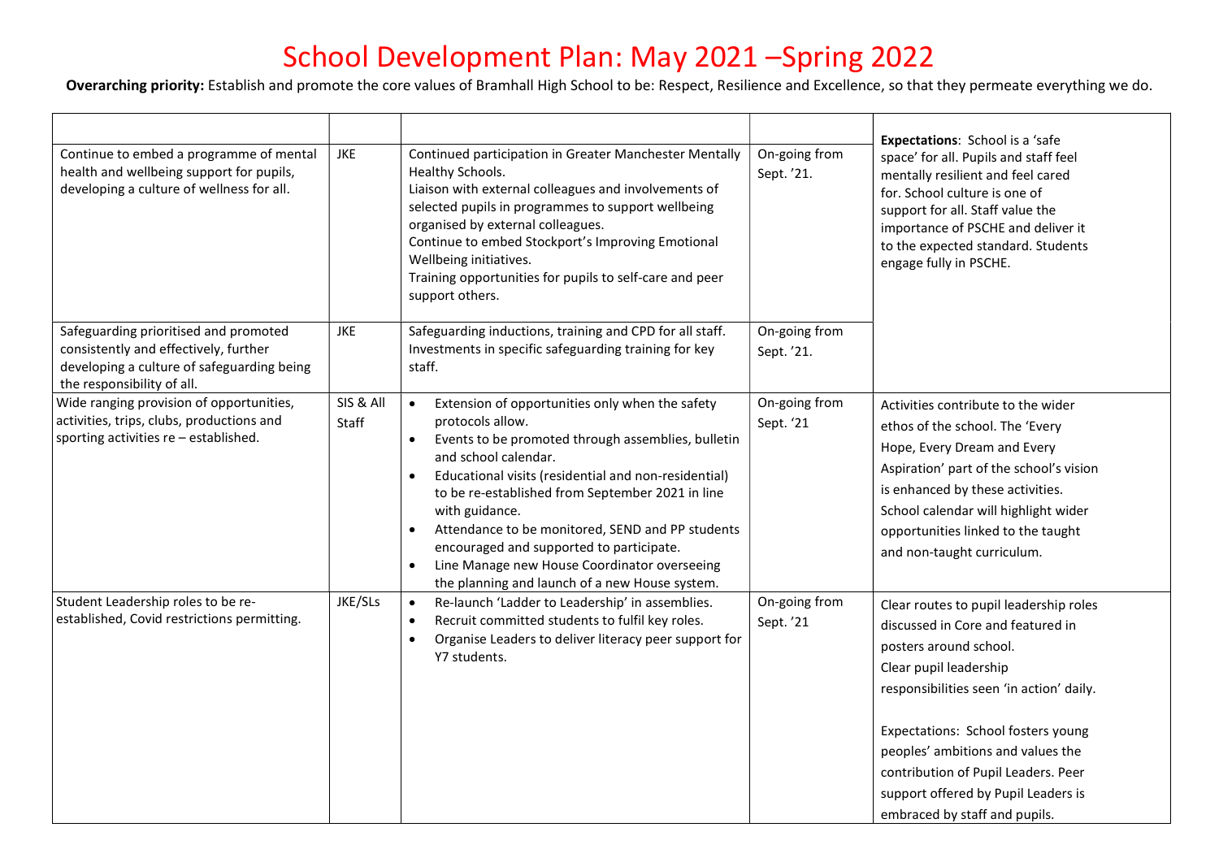# School Development Plan: May 2021 –Spring 2022

**Overarching priority:** Establish and promote the core values of Bramhall High School to be: Respect, Resilience and Excellence, so that they permeate everything we do.

| | | | | |
|---|---|---|---|---|
| Continue to embed a programme of mental health and wellbeing support for pupils, developing a culture of wellness for all. | JKE | Continued participation in Greater Manchester Mentally Healthy Schools.<br>Liaison with external colleagues and involvements of selected pupils in programmes to support wellbeing organised by external colleagues.<br>Continue to embed Stockport's Improving Emotional Wellbeing initiatives.<br>Training opportunities for pupils to self-care and peer support others. | On-going from Sept. '21. | **Expectations**: School is a 'safe space' for all. Pupils and staff feel mentally resilient and feel cared for. School culture is one of support for all. Staff value the importance of PSCHE and deliver it to the expected standard. Students engage fully in PSCHE. |
| Safeguarding prioritised and promoted consistently and effectively, further developing a culture of safeguarding being the responsibility of all. | JKE | Safeguarding inductions, training and CPD for all staff.<br>Investments in specific safeguarding training for key staff. | On-going from Sept. '21. | |
| Wide ranging provision of opportunities, activities, trips, clubs, productions and sporting activities re – established. | SIS & All Staff | • Extension of opportunities only when the safety protocols allow.<br>• Events to be promoted through assemblies, bulletin and school calendar.<br>• Educational visits (residential and non-residential) to be re-established from September 2021 in line with guidance.<br>• Attendance to be monitored, SEND and PP students encouraged and supported to participate.<br>• Line Manage new House Coordinator overseeing the planning and launch of a new House system. | On-going from Sept. '21 | Activities contribute to the wider ethos of the school. The 'Every Hope, Every Dream and Every Aspiration' part of the school's vision is enhanced by these activities. School calendar will highlight wider opportunities linked to the taught and non-taught curriculum. |
| Student Leadership roles to be re-established, Covid restrictions permitting. | JKE/SLs | • Re-launch 'Ladder to Leadership' in assemblies.<br>• Recruit committed students to fulfil key roles.<br>• Organise Leaders to deliver literacy peer support for Y7 students. | On-going from Sept. '21 | Clear routes to pupil leadership roles discussed in Core and featured in posters around school.<br>Clear pupil leadership responsibilities seen 'in action' daily.<br><br>Expectations: School fosters young peoples' ambitions and values the contribution of Pupil Leaders. Peer support offered by Pupil Leaders is embraced by staff and pupils. |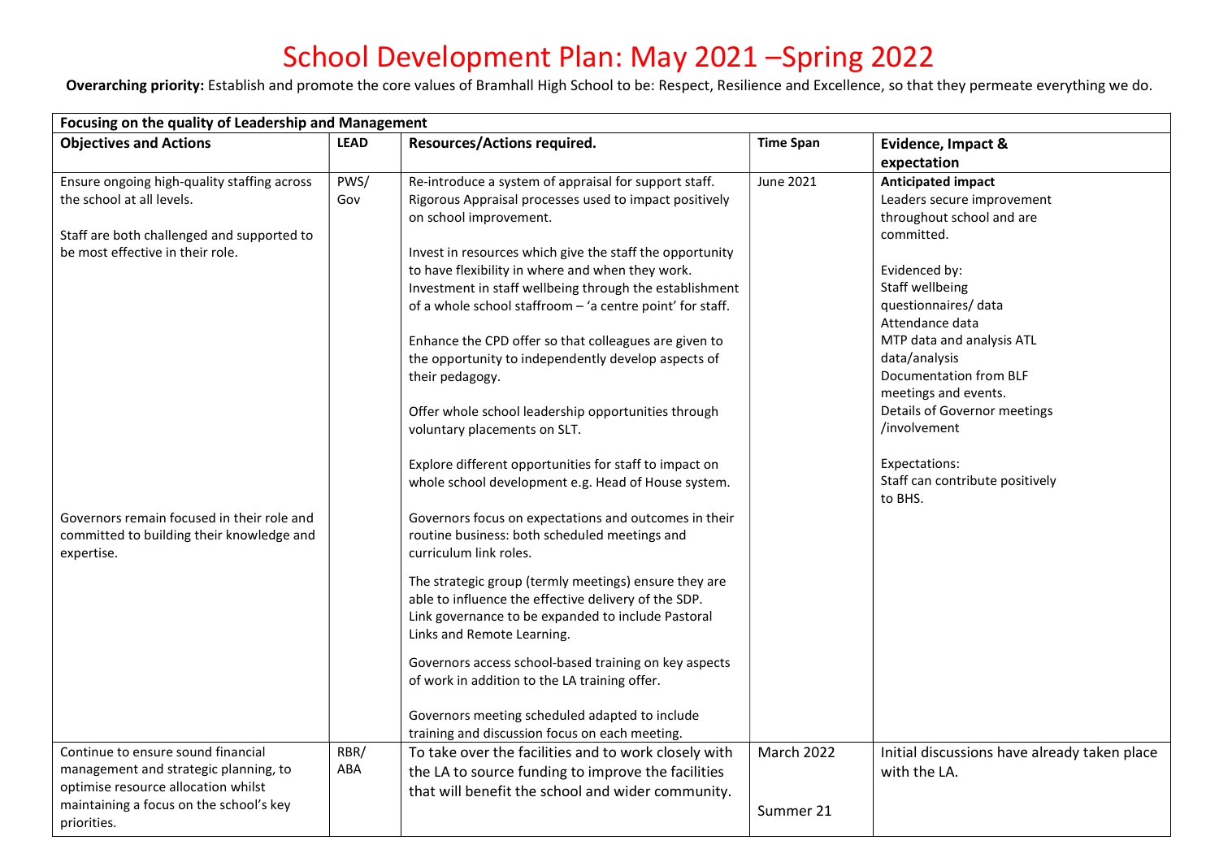# School Development Plan: May 2021 –Spring 2022

**Overarching priority:** Establish and promote the core values of Bramhall High School to be: Respect, Resilience and Excellence, so that they permeate everything we do.

| **Focusing on the quality of Leadership and Management** | | | | |
|---|---|---|---|---|
| **Objectives and Actions** | **LEAD** | **Resources/Actions required.** | **Time Span** | **Evidence, Impact & expectation** |
| Ensure ongoing high-quality staffing across the school at all levels.<br><br>Staff are both challenged and supported to be most effective in their role.<br><br>Governors remain focused in their role and committed to building their knowledge and expertise. | PWS/ Gov | Re-introduce a system of appraisal for support staff. Rigorous Appraisal processes used to impact positively on school improvement.<br><br>Invest in resources which give the staff the opportunity to have flexibility in where and when they work. Investment in staff wellbeing through the establishment of a whole school staffroom – 'a centre point' for staff.<br><br>Enhance the CPD offer so that colleagues are given to the opportunity to independently develop aspects of their pedagogy.<br><br>Offer whole school leadership opportunities through voluntary placements on SLT.<br><br>Explore different opportunities for staff to impact on whole school development e.g. Head of House system.<br><br>Governors focus on expectations and outcomes in their routine business: both scheduled meetings and curriculum link roles.<br><br>The strategic group (termly meetings) ensure they are able to influence the effective delivery of the SDP. Link governance to be expanded to include Pastoral Links and Remote Learning.<br><br>Governors access school-based training on key aspects of work in addition to the LA training offer.<br><br>Governors meeting scheduled adapted to include training and discussion focus on each meeting. | June 2021 | **Anticipated impact**<br>Leaders secure improvement throughout school and are committed.<br><br>Evidenced by:<br>Staff wellbeing questionnaires/ data<br>Attendance data<br>MTP data and analysis ATL data/analysis<br>Documentation from BLF meetings and events.<br>Details of Governor meetings /involvement<br><br>Expectations:<br>Staff can contribute positively to BHS. |
| Continue to ensure sound financial management and strategic planning, to optimise resource allocation whilst maintaining a focus on the school's key priorities. | RBR/ ABA | To take over the facilities and to work closely with the LA to source funding to improve the facilities that will benefit the school and wider community. | March 2022<br><br>Summer 21 | Initial discussions have already taken place with the LA. |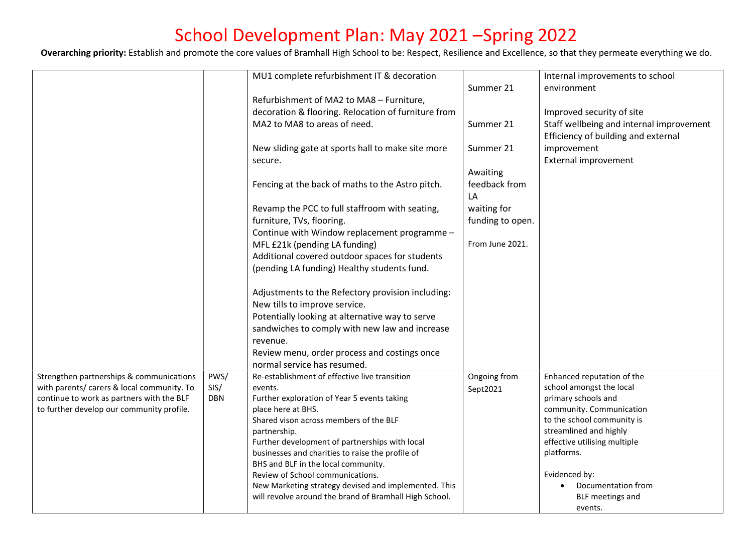# School Development Plan: May 2021 –Spring 2022

**Overarching priority:** Establish and promote the core values of Bramhall High School to be: Respect, Resilience and Excellence, so that they permeate everything we do.

| | | | | |
|---|---|---|---|---|
| | | MU1 complete refurbishment IT & decoration<br><br>Refurbishment of MA2 to MA8 – Furniture, decoration & flooring. Relocation of furniture from MA2 to MA8 to areas of need.<br><br>New sliding gate at sports hall to make site more secure.<br><br>Fencing at the back of maths to the Astro pitch.<br><br>Revamp the PCC to full staffroom with seating, furniture, TVs, flooring.<br>Continue with Window replacement programme – MFL £21k (pending LA funding)<br>Additional covered outdoor spaces for students (pending LA funding) Healthy students fund.<br><br>Adjustments to the Refectory provision including:<br>New tills to improve service.<br>Potentially looking at alternative way to serve sandwiches to comply with new law and increase revenue.<br>Review menu, order process and costings once normal service has resumed. | Summer 21<br><br>Summer 21<br><br>Summer 21<br><br>Awaiting feedback from LA<br>waiting for funding to open.<br><br>From June 2021. | Internal improvements to school environment<br><br>Improved security of site<br>Staff wellbeing and internal improvement<br>Efficiency of building and external improvement<br>External improvement |
| Strengthen partnerships & communications with parents/ carers & local community. To continue to work as partners with the BLF to further develop our community profile. | PWS/ SIS/ DBN | Re-establishment of effective live transition events.<br>Further exploration of Year 5 events taking place here at BHS.<br>Shared vison across members of the BLF partnership.<br>Further development of partnerships with local businesses and charities to raise the profile of BHS and BLF in the local community.<br>Review of School communications.<br>New Marketing strategy devised and implemented. This will revolve around the brand of Bramhall High School. | Ongoing from Sept2021 | Enhanced reputation of the school amongst the local primary schools and community. Communication to the school community is streamlined and highly effective utilising multiple platforms.<br><br>Evidenced by:<br>• Documentation from BLF meetings and events. |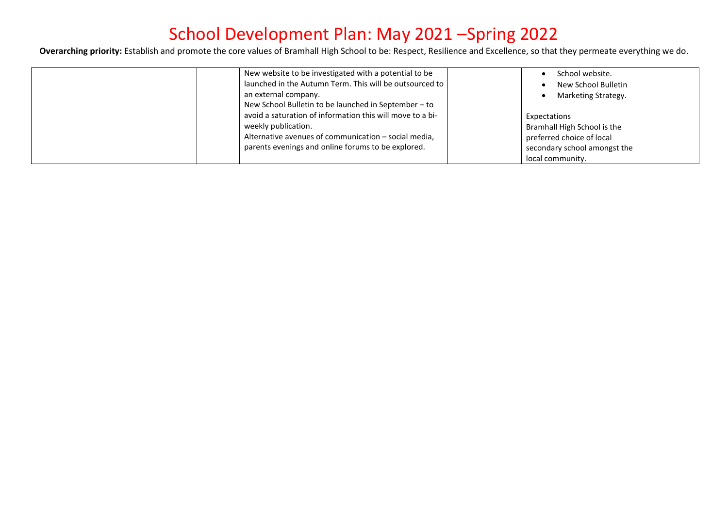# School Development Plan: May 2021 –Spring 2022

**Overarching priority:** Establish and promote the core values of Bramhall High School to be: Respect, Resilience and Excellence, so that they permeate everything we do.

| | | | | |
|---|---|---|---|---|
| | | New website to be investigated with a potential to be launched in the Autumn Term. This will be outsourced to an external company.<br>New School Bulletin to be launched in September – to avoid a saturation of information this will move to a bi-weekly publication.<br>Alternative avenues of communication – social media, parents evenings and online forums to be explored. | | • School website.<br>• New School Bulletin<br>• Marketing Strategy.<br><br>Expectations<br>Bramhall High School is the preferred choice of local secondary school amongst the local community. |